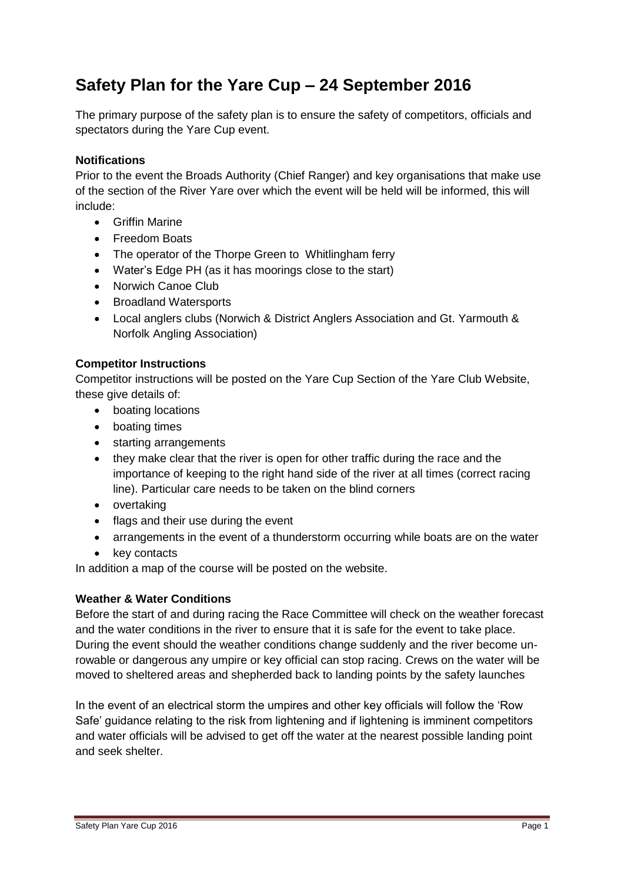# Safety Plan for the Yare Cup – 24 September 2016

The primary purpose of the safety plan is to ensure the safety of competitors, officials and spectators during the Yare Cup event.

**Notifications**

Prior to the event the Broads Authority (Chief Ranger) and key organisations that make use of the section of the River Yare over which the event will be held will be informed, this will include:

- Griffin Marine
- Freedom Boats
- The operator of the Thorpe Green to Whitlingham ferry
- Water's Edge PH (as it has moorings close to the start)
- Norwich Canoe Club
- Broadland Watersports
- Local anglers clubs (Norwich & District Anglers Association and Gt. Yarmouth & Norfolk Angling Association)

**Competitor Instructions**

Competitor instructions will be posted on the Yare Cup Section of the Yare Club Website, these give details of:

- boating locations
- boating times
- starting arrangements
- they make clear that the river is open for other traffic during the race and the importance of keeping to the right hand side of the river at all times (correct racing line). Particular care needs to be taken on the blind corners
- overtaking
- flags and their use during the event
- arrangements in the event of a thunderstorm occurring while boats are on the water
- key contacts

In addition a map of the course will be posted on the website.

**Weather & Water Conditions**

Before the start of and during racing the Race Committee will check on the weather forecast and the water conditions in the river to ensure that it is safe for the event to take place. During the event should the weather conditions change suddenly and the river become un-rowable or dangerous any umpire or key official can stop racing. Crews on the water will be moved to sheltered areas and shepherded back to landing points by the safety launches

In the event of an electrical storm the umpires and other key officials will follow the 'Row Safe' guidance relating to the risk from lightening and if lightening is imminent competitors and water officials will be advised to get off the water at the nearest possible landing point and seek shelter.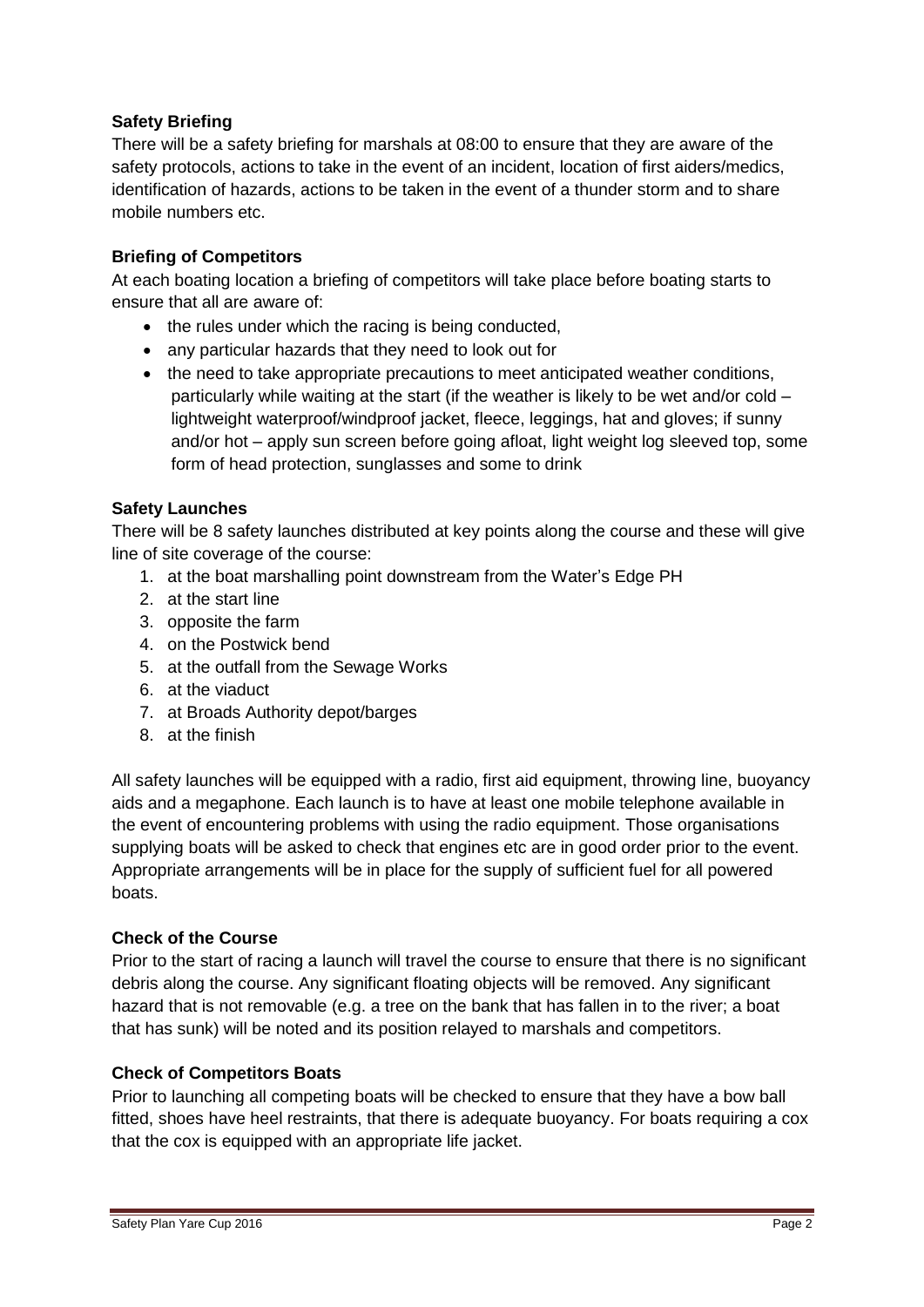**Safety Briefing**

There will be a safety briefing for marshals at 08:00 to ensure that they are aware of the safety protocols, actions to take in the event of an incident, location of first aiders/medics, identification of hazards, actions to be taken in the event of a thunder storm and to share mobile numbers etc.

**Briefing of Competitors**

At each boating location a briefing of competitors will take place before boating starts to ensure that all are aware of:

- the rules under which the racing is being conducted,
- any particular hazards that they need to look out for
- the need to take appropriate precautions to meet anticipated weather conditions, particularly while waiting at the start (if the weather is likely to be wet and/or cold – lightweight waterproof/windproof jacket, fleece, leggings, hat and gloves; if sunny and/or hot – apply sun screen before going afloat, light weight log sleeved top, some form of head protection, sunglasses and some to drink

**Safety Launches**

There will be 8 safety launches distributed at key points along the course and these will give line of site coverage of the course:

1. at the boat marshalling point downstream from the Water's Edge PH
2. at the start line
3. opposite the farm
4. on the Postwick bend
5. at the outfall from the Sewage Works
6. at the viaduct
7. at Broads Authority depot/barges
8. at the finish

All safety launches will be equipped with a radio, first aid equipment, throwing line, buoyancy aids and a megaphone. Each launch is to have at least one mobile telephone available in the event of encountering problems with using the radio equipment. Those organisations supplying boats will be asked to check that engines etc are in good order prior to the event. Appropriate arrangements will be in place for the supply of sufficient fuel for all powered boats.

**Check of the Course**

Prior to the start of racing a launch will travel the course to ensure that there is no significant debris along the course. Any significant floating objects will be removed. Any significant hazard that is not removable (e.g. a tree on the bank that has fallen in to the river; a boat that has sunk) will be noted and its position relayed to marshals and competitors.

**Check of Competitors Boats**

Prior to launching all competing boats will be checked to ensure that they have a bow ball fitted, shoes have heel restraints, that there is adequate buoyancy. For boats requiring a cox that the cox is equipped with an appropriate life jacket.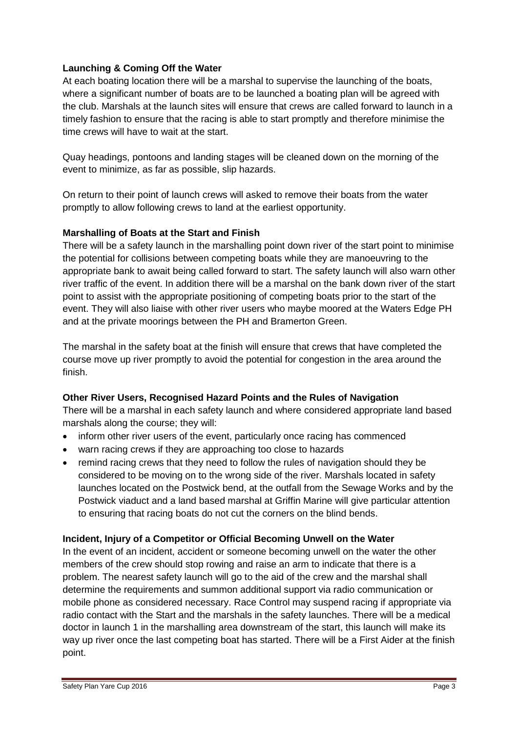**Launching & Coming Off the Water**

At each boating location there will be a marshal to supervise the launching of the boats, where a significant number of boats are to be launched a boating plan will be agreed with the club. Marshals at the launch sites will ensure that crews are called forward to launch in a timely fashion to ensure that the racing is able to start promptly and therefore minimise the time crews will have to wait at the start.

Quay headings, pontoons and landing stages will be cleaned down on the morning of the event to minimize, as far as possible, slip hazards.

On return to their point of launch crews will asked to remove their boats from the water promptly to allow following crews to land at the earliest opportunity.

**Marshalling of Boats at the Start and Finish**

There will be a safety launch in the marshalling point down river of the start point to minimise the potential for collisions between competing boats while they are manoeuvring to the appropriate bank to await being called forward to start. The safety launch will also warn other river traffic of the event. In addition there will be a marshal on the bank down river of the start point to assist with the appropriate positioning of competing boats prior to the start of the event. They will also liaise with other river users who maybe moored at the Waters Edge PH and at the private moorings between the PH and Bramerton Green.

The marshal in the safety boat at the finish will ensure that crews that have completed the course move up river promptly to avoid the potential for congestion in the area around the finish.

**Other River Users, Recognised Hazard Points and the Rules of Navigation**

There will be a marshal in each safety launch and where considered appropriate land based marshals along the course; they will:

- inform other river users of the event, particularly once racing has commenced
- warn racing crews if they are approaching too close to hazards
- remind racing crews that they need to follow the rules of navigation should they be considered to be moving on to the wrong side of the river. Marshals located in safety launches located on the Postwick bend, at the outfall from the Sewage Works and by the Postwick viaduct and a land based marshal at Griffin Marine will give particular attention to ensuring that racing boats do not cut the corners on the blind bends.

**Incident, Injury of a Competitor or Official Becoming Unwell on the Water**

In the event of an incident, accident or someone becoming unwell on the water the other members of the crew should stop rowing and raise an arm to indicate that there is a problem. The nearest safety launch will go to the aid of the crew and the marshal shall determine the requirements and summon additional support via radio communication or mobile phone as considered necessary. Race Control may suspend racing if appropriate via radio contact with the Start and the marshals in the safety launches. There will be a medical doctor in launch 1 in the marshalling area downstream of the start, this launch will make its way up river once the last competing boat has started. There will be a First Aider at the finish point.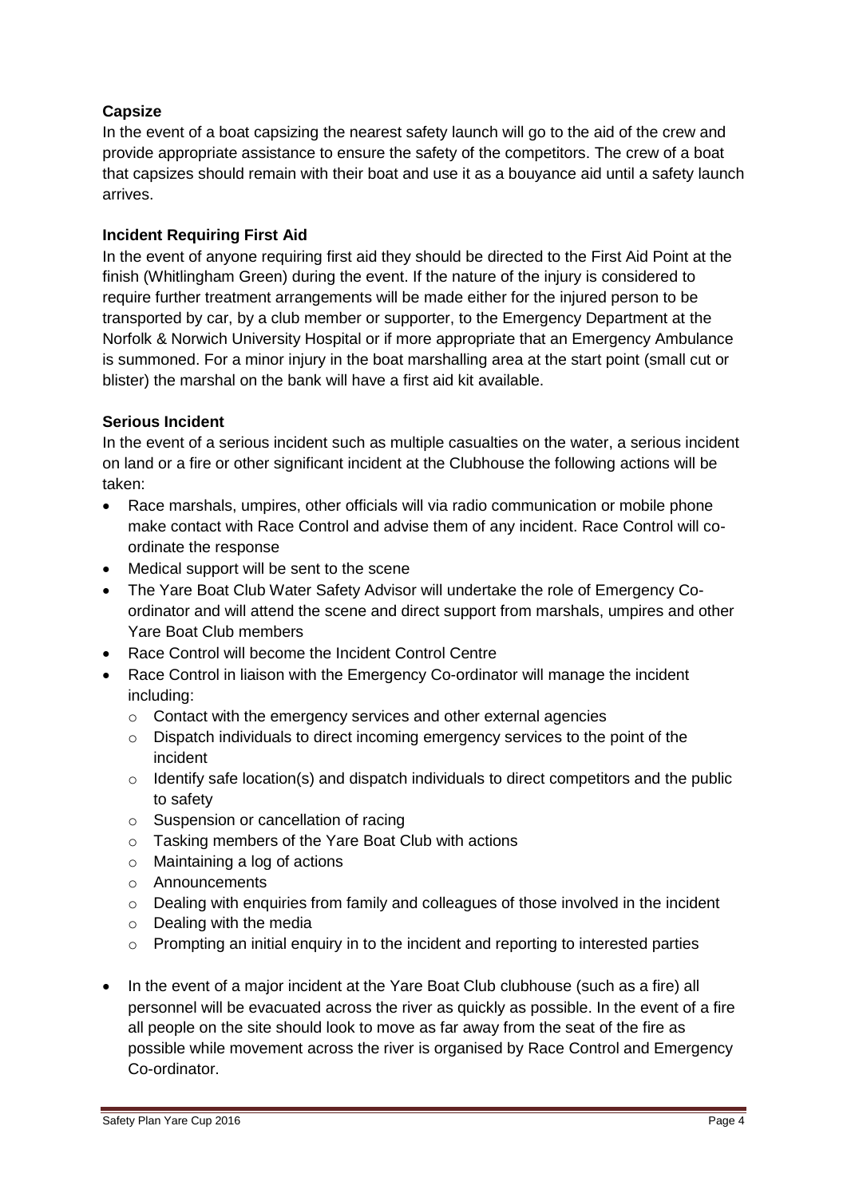**Capsize**

In the event of a boat capsizing the nearest safety launch will go to the aid of the crew and provide appropriate assistance to ensure the safety of the competitors. The crew of a boat that capsizes should remain with their boat and use it as a bouyance aid until a safety launch arrives.

**Incident Requiring First Aid**

In the event of anyone requiring first aid they should be directed to the First Aid Point at the finish (Whitlingham Green) during the event. If the nature of the injury is considered to require further treatment arrangements will be made either for the injured person to be transported by car, by a club member or supporter, to the Emergency Department at the Norfolk & Norwich University Hospital or if more appropriate that an Emergency Ambulance is summoned. For a minor injury in the boat marshalling area at the start point (small cut or blister) the marshal on the bank will have a first aid kit available.

**Serious Incident**

In the event of a serious incident such as multiple casualties on the water, a serious incident on land or a fire or other significant incident at the Clubhouse the following actions will be taken:

- Race marshals, umpires, other officials will via radio communication or mobile phone make contact with Race Control and advise them of any incident. Race Control will co-ordinate the response
- Medical support will be sent to the scene
- The Yare Boat Club Water Safety Advisor will undertake the role of Emergency Co-ordinator and will attend the scene and direct support from marshals, umpires and other Yare Boat Club members
- Race Control will become the Incident Control Centre
- Race Control in liaison with the Emergency Co-ordinator will manage the incident including:
  - Contact with the emergency services and other external agencies
  - Dispatch individuals to direct incoming emergency services to the point of the incident
  - Identify safe location(s) and dispatch individuals to direct competitors and the public to safety
  - Suspension or cancellation of racing
  - Tasking members of the Yare Boat Club with actions
  - Maintaining a log of actions
  - Announcements
  - Dealing with enquiries from family and colleagues of those involved in the incident
  - Dealing with the media
  - Prompting an initial enquiry in to the incident and reporting to interested parties
- In the event of a major incident at the Yare Boat Club clubhouse (such as a fire) all personnel will be evacuated across the river as quickly as possible. In the event of a fire all people on the site should look to move as far away from the seat of the fire as possible while movement across the river is organised by Race Control and Emergency Co-ordinator.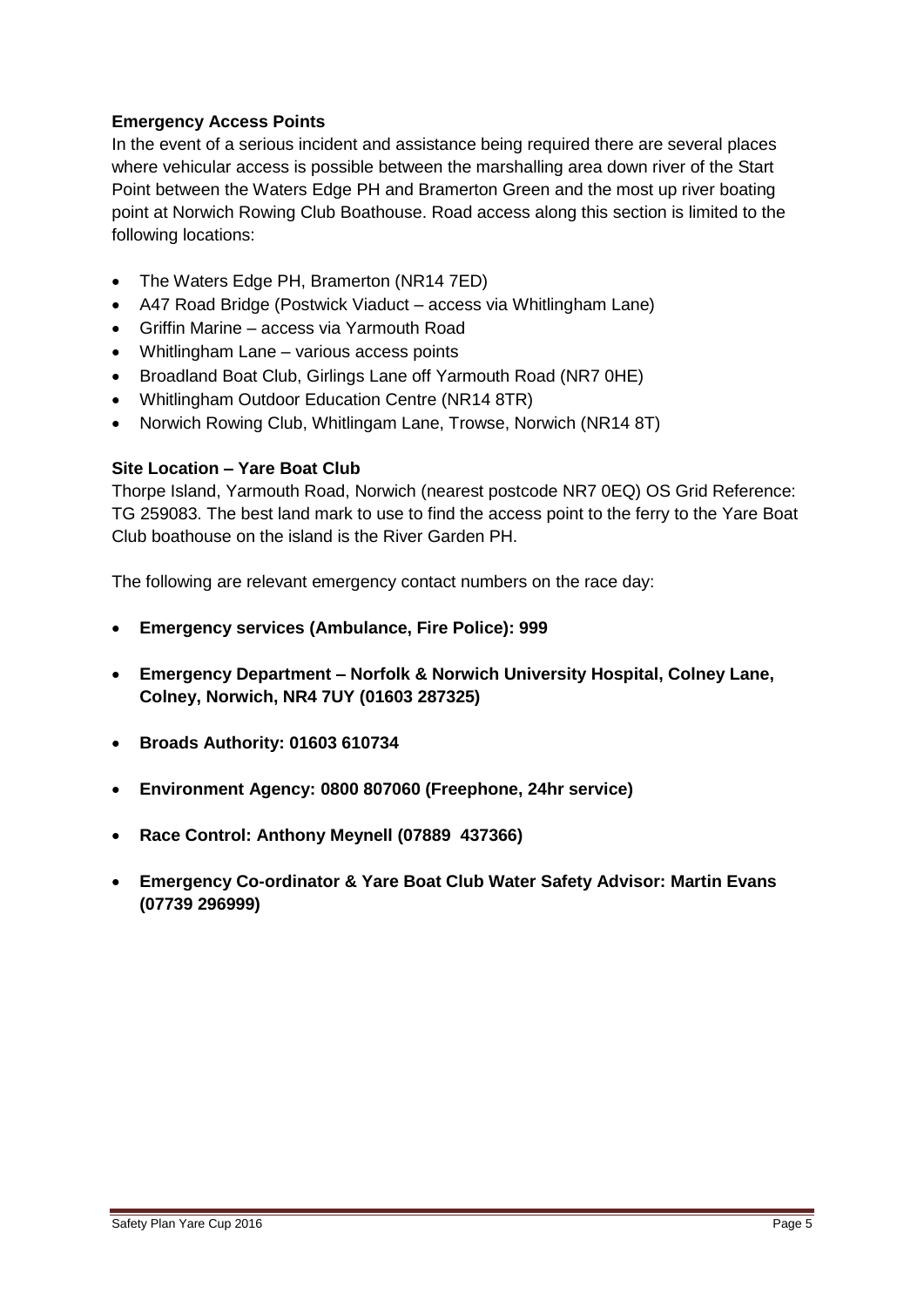**Emergency Access Points**

In the event of a serious incident and assistance being required there are several places where vehicular access is possible between the marshalling area down river of the Start Point between the Waters Edge PH and Bramerton Green and the most up river boating point at Norwich Rowing Club Boathouse. Road access along this section is limited to the following locations:

- The Waters Edge PH, Bramerton (NR14 7ED)
- A47 Road Bridge (Postwick Viaduct – access via Whitlingham Lane)
- Griffin Marine – access via Yarmouth Road
- Whitlingham Lane – various access points
- Broadland Boat Club, Girlings Lane off Yarmouth Road (NR7 0HE)
- Whitlingham Outdoor Education Centre (NR14 8TR)
- Norwich Rowing Club, Whitlingam Lane, Trowse, Norwich (NR14 8T)

**Site Location – Yare Boat Club**

Thorpe Island, Yarmouth Road, Norwich (nearest postcode NR7 0EQ) OS Grid Reference: TG 259083. The best land mark to use to find the access point to the ferry to the Yare Boat Club boathouse on the island is the River Garden PH.

The following are relevant emergency contact numbers on the race day:

- **Emergency services (Ambulance, Fire Police): 999**
- **Emergency Department – Norfolk & Norwich University Hospital, Colney Lane, Colney, Norwich, NR4 7UY (01603 287325)**
- **Broads Authority: 01603 610734**
- **Environment Agency: 0800 807060 (Freephone, 24hr service)**
- **Race Control: Anthony Meynell (07889 437366)**
- **Emergency Co-ordinator & Yare Boat Club Water Safety Advisor: Martin Evans (07739 296999)**